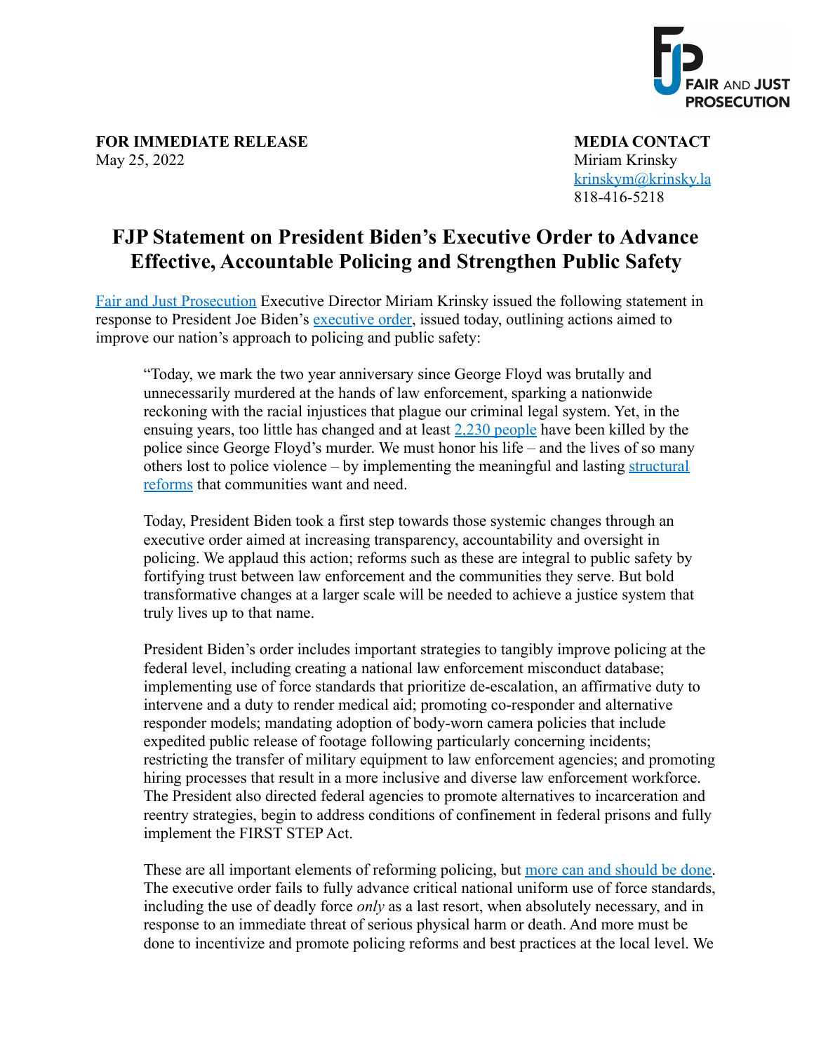FAIR AND JUST PROSECUTION

**FOR IMMEDIATE RELEASE**
May 25, 2022

**MEDIA CONTACT**
Miriam Krinsky
krinskym@krinsky.la
818-416-5218

# FJP Statement on President Biden's Executive Order to Advance Effective, Accountable Policing and Strengthen Public Safety

Fair and Just Prosecution Executive Director Miriam Krinsky issued the following statement in response to President Joe Biden's executive order, issued today, outlining actions aimed to improve our nation's approach to policing and public safety:

> "Today, we mark the two year anniversary since George Floyd was brutally and unnecessarily murdered at the hands of law enforcement, sparking a nationwide reckoning with the racial injustices that plague our criminal legal system. Yet, in the ensuing years, too little has changed and at least 2,230 people have been killed by the police since George Floyd's murder. We must honor his life – and the lives of so many others lost to police violence – by implementing the meaningful and lasting structural reforms that communities want and need.
>
> Today, President Biden took a first step towards those systemic changes through an executive order aimed at increasing transparency, accountability and oversight in policing. We applaud this action; reforms such as these are integral to public safety by fortifying trust between law enforcement and the communities they serve. But bold transformative changes at a larger scale will be needed to achieve a justice system that truly lives up to that name.
>
> President Biden's order includes important strategies to tangibly improve policing at the federal level, including creating a national law enforcement misconduct database; implementing use of force standards that prioritize de-escalation, an affirmative duty to intervene and a duty to render medical aid; promoting co-responder and alternative responder models; mandating adoption of body-worn camera policies that include expedited public release of footage following particularly concerning incidents; restricting the transfer of military equipment to law enforcement agencies; and promoting hiring processes that result in a more inclusive and diverse law enforcement workforce. The President also directed federal agencies to promote alternatives to incarceration and reentry strategies, begin to address conditions of confinement in federal prisons and fully implement the FIRST STEP Act.
>
> These are all important elements of reforming policing, but more can and should be done. The executive order fails to fully advance critical national uniform use of force standards, including the use of deadly force *only* as a last resort, when absolutely necessary, and in response to an immediate threat of serious physical harm or death. And more must be done to incentivize and promote policing reforms and best practices at the local level. We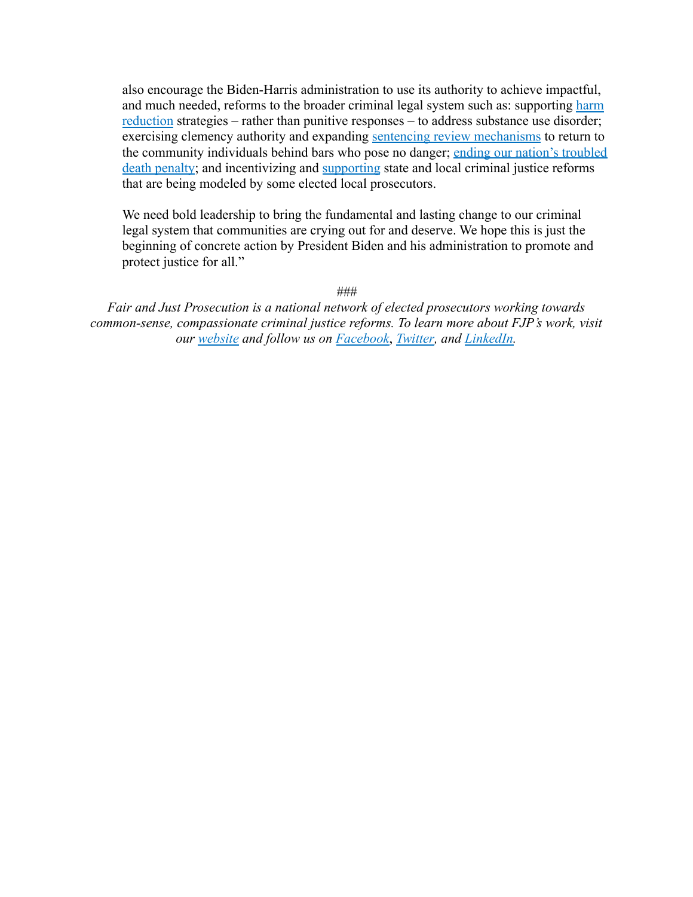also encourage the Biden-Harris administration to use its authority to achieve impactful, and much needed, reforms to the broader criminal legal system such as: supporting harm reduction strategies – rather than punitive responses – to address substance use disorder; exercising clemency authority and expanding sentencing review mechanisms to return to the community individuals behind bars who pose no danger; ending our nation's troubled death penalty; and incentivizing and supporting state and local criminal justice reforms that are being modeled by some elected local prosecutors.

We need bold leadership to bring the fundamental and lasting change to our criminal legal system that communities are crying out for and deserve. We hope this is just the beginning of concrete action by President Biden and his administration to promote and protect justice for all."

###

*Fair and Just Prosecution is a national network of elected prosecutors working towards common-sense, compassionate criminal justice reforms. To learn more about FJP's work, visit our website and follow us on Facebook, Twitter, and LinkedIn.*